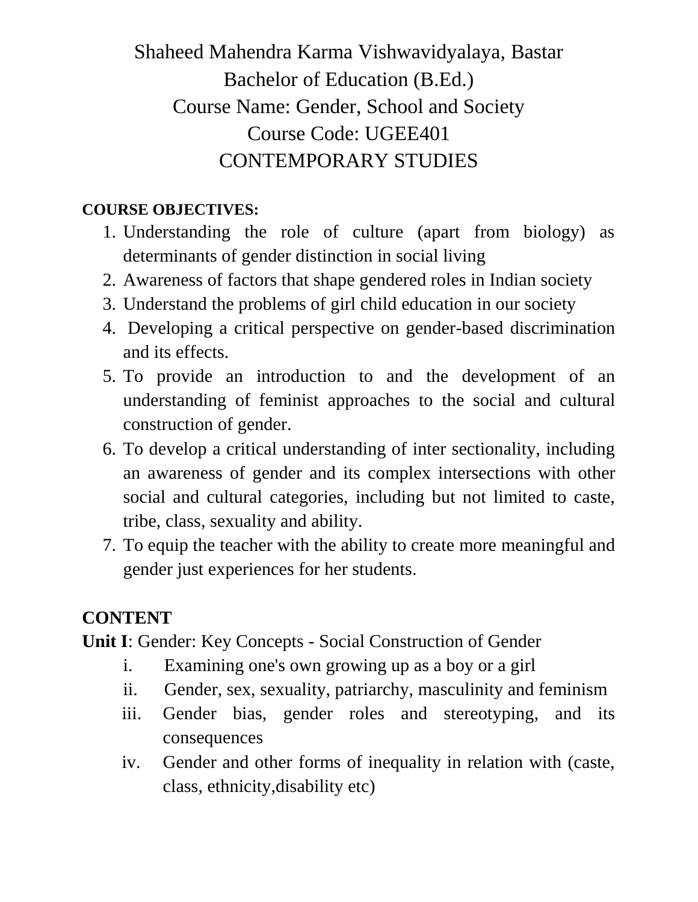# Shaheed Mahendra Karma Vishwavidyalaya, Bastar
# Bachelor of Education (B.Ed.)
# Course Name: Gender, School and Society
# Course Code: UGEE401
# CONTEMPORARY STUDIES

**COURSE OBJECTIVES:**

1. Understanding the role of culture (apart from biology) as determinants of gender distinction in social living
2. Awareness of factors that shape gendered roles in Indian society
3. Understand the problems of girl child education in our society
4. Developing a critical perspective on gender-based discrimination and its effects.
5. To provide an introduction to and the development of an understanding of feminist approaches to the social and cultural construction of gender.
6. To develop a critical understanding of inter sectionality, including an awareness of gender and its complex intersections with other social and cultural categories, including but not limited to caste, tribe, class, sexuality and ability.
7. To equip the teacher with the ability to create more meaningful and gender just experiences for her students.

## CONTENT

**Unit I**: Gender: Key Concepts - Social Construction of Gender

i. Examining one's own growing up as a boy or a girl

ii. Gender, sex, sexuality, patriarchy, masculinity and feminism

iii. Gender bias, gender roles and stereotyping, and its consequences

iv. Gender and other forms of inequality in relation with (caste, class, ethnicity,disability etc)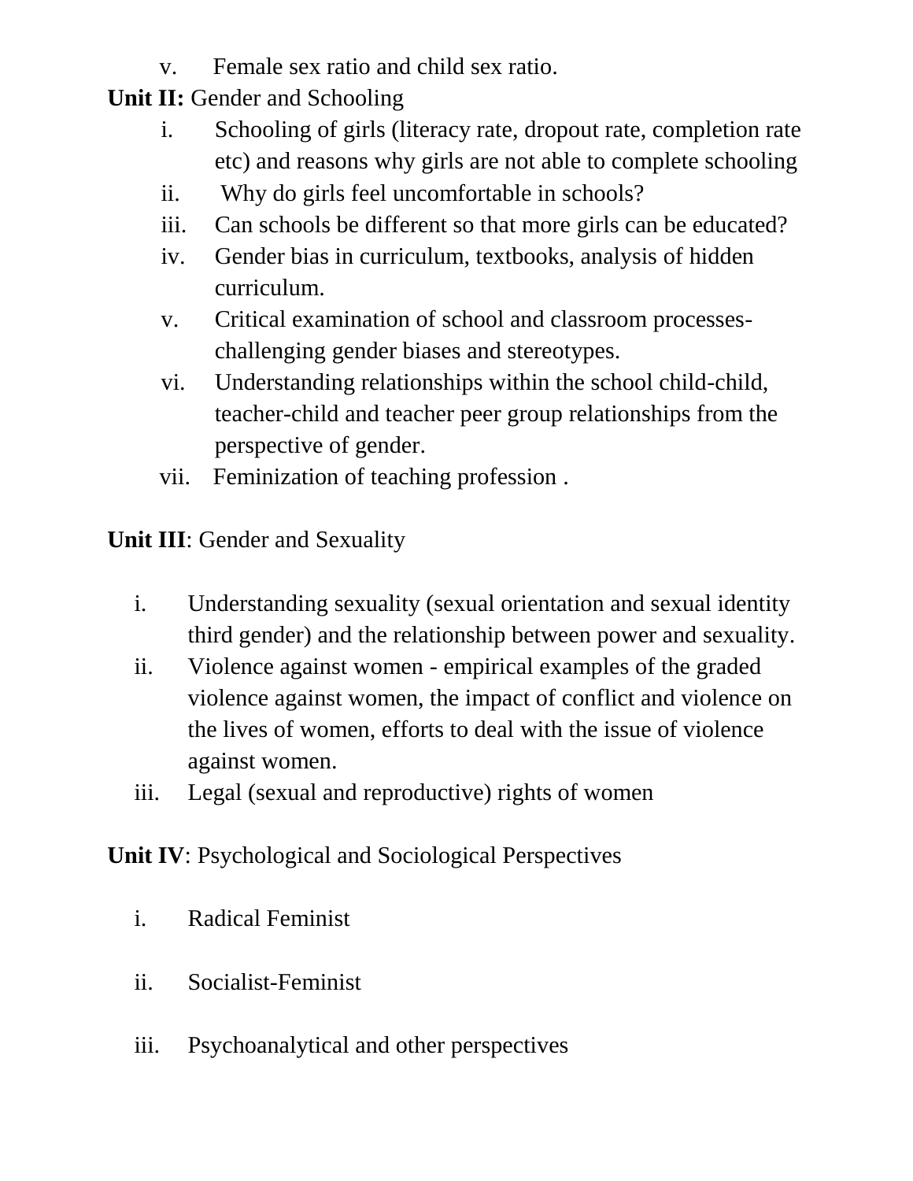v. Female sex ratio and child sex ratio.

**Unit II:** Gender and Schooling

i. Schooling of girls (literacy rate, dropout rate, completion rate etc) and reasons why girls are not able to complete schooling
ii. Why do girls feel uncomfortable in schools?
iii. Can schools be different so that more girls can be educated?
iv. Gender bias in curriculum, textbooks, analysis of hidden curriculum.
v. Critical examination of school and classroom processes- challenging gender biases and stereotypes.
vi. Understanding relationships within the school child-child, teacher-child and teacher peer group relationships from the perspective of gender.
vii. Feminization of teaching profession .

**Unit III**: Gender and Sexuality

i. Understanding sexuality (sexual orientation and sexual identity third gender) and the relationship between power and sexuality.
ii. Violence against women - empirical examples of the graded violence against women, the impact of conflict and violence on the lives of women, efforts to deal with the issue of violence against women.
iii. Legal (sexual and reproductive) rights of women

**Unit IV**: Psychological and Sociological Perspectives

i. Radical Feminist

ii. Socialist-Feminist

iii. Psychoanalytical and other perspectives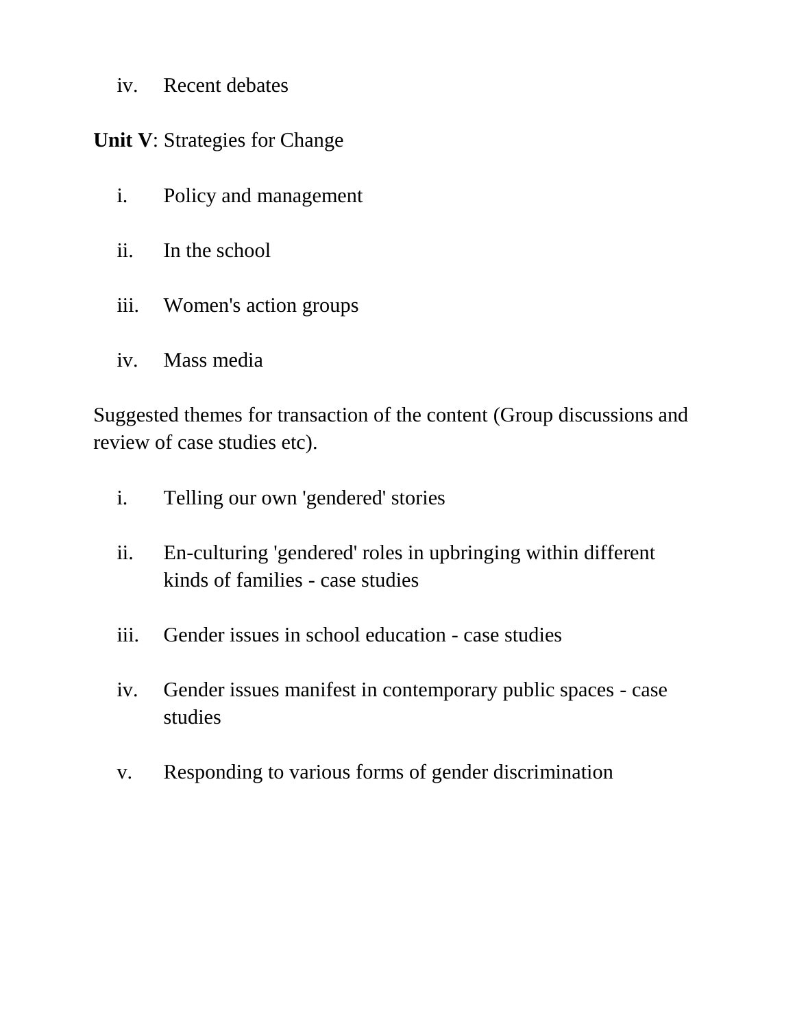iv. Recent debates

**Unit V**: Strategies for Change

i. Policy and management

ii. In the school

iii. Women's action groups

iv. Mass media

Suggested themes for transaction of the content (Group discussions and review of case studies etc).

i. Telling our own 'gendered' stories

ii. En-culturing 'gendered' roles in upbringing within different kinds of families - case studies

iii. Gender issues in school education - case studies

iv. Gender issues manifest in contemporary public spaces - case studies

v. Responding to various forms of gender discrimination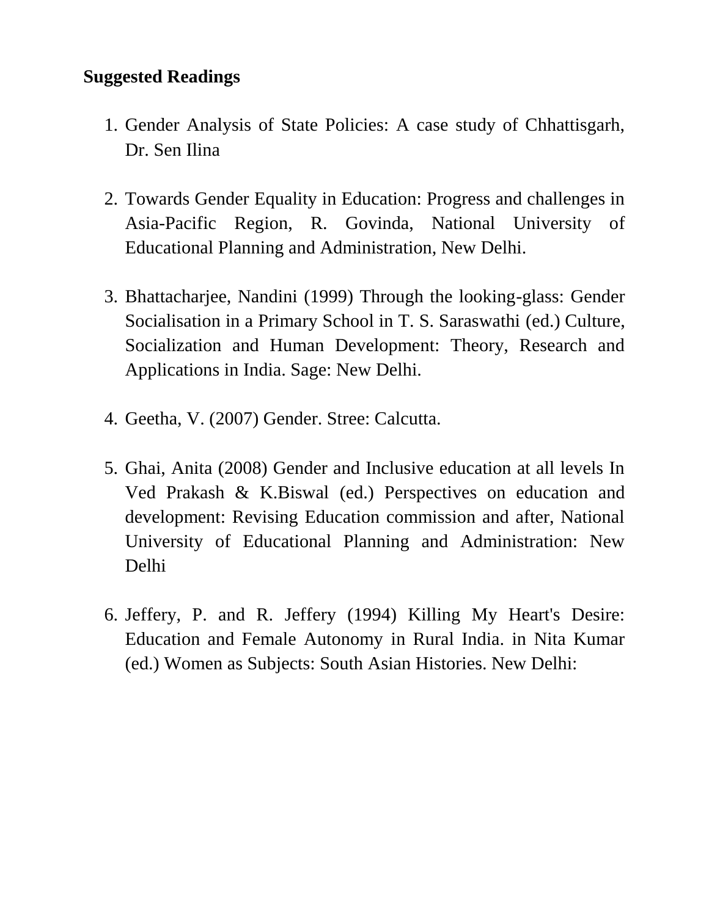**Suggested Readings**

1. Gender Analysis of State Policies: A case study of Chhattisgarh, Dr. Sen Ilina

2. Towards Gender Equality in Education: Progress and challenges in Asia-Pacific Region, R. Govinda, National University of Educational Planning and Administration, New Delhi.

3. Bhattacharjee, Nandini (1999) Through the looking-glass: Gender Socialisation in a Primary School in T. S. Saraswathi (ed.) Culture, Socialization and Human Development: Theory, Research and Applications in India. Sage: New Delhi.

4. Geetha, V. (2007) Gender. Stree: Calcutta.

5. Ghai, Anita (2008) Gender and Inclusive education at all levels In Ved Prakash & K.Biswal (ed.) Perspectives on education and development: Revising Education commission and after, National University of Educational Planning and Administration: New Delhi

6. Jeffery, P. and R. Jeffery (1994) Killing My Heart's Desire: Education and Female Autonomy in Rural India. in Nita Kumar (ed.) Women as Subjects: South Asian Histories. New Delhi: